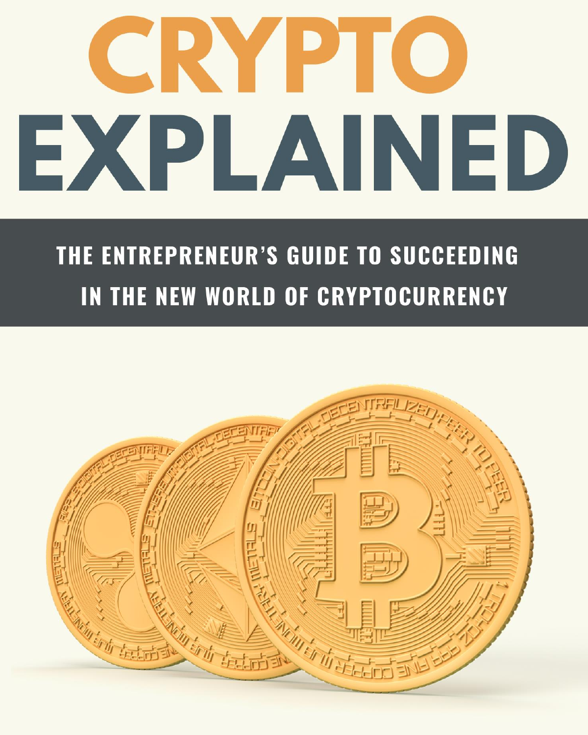# CRYPTO EXPLAINED

## THE ENTREPRENEUR'S GUIDE TO SUCCEEDING IN THE NEW WORLD OF CRYPTOCURRENCY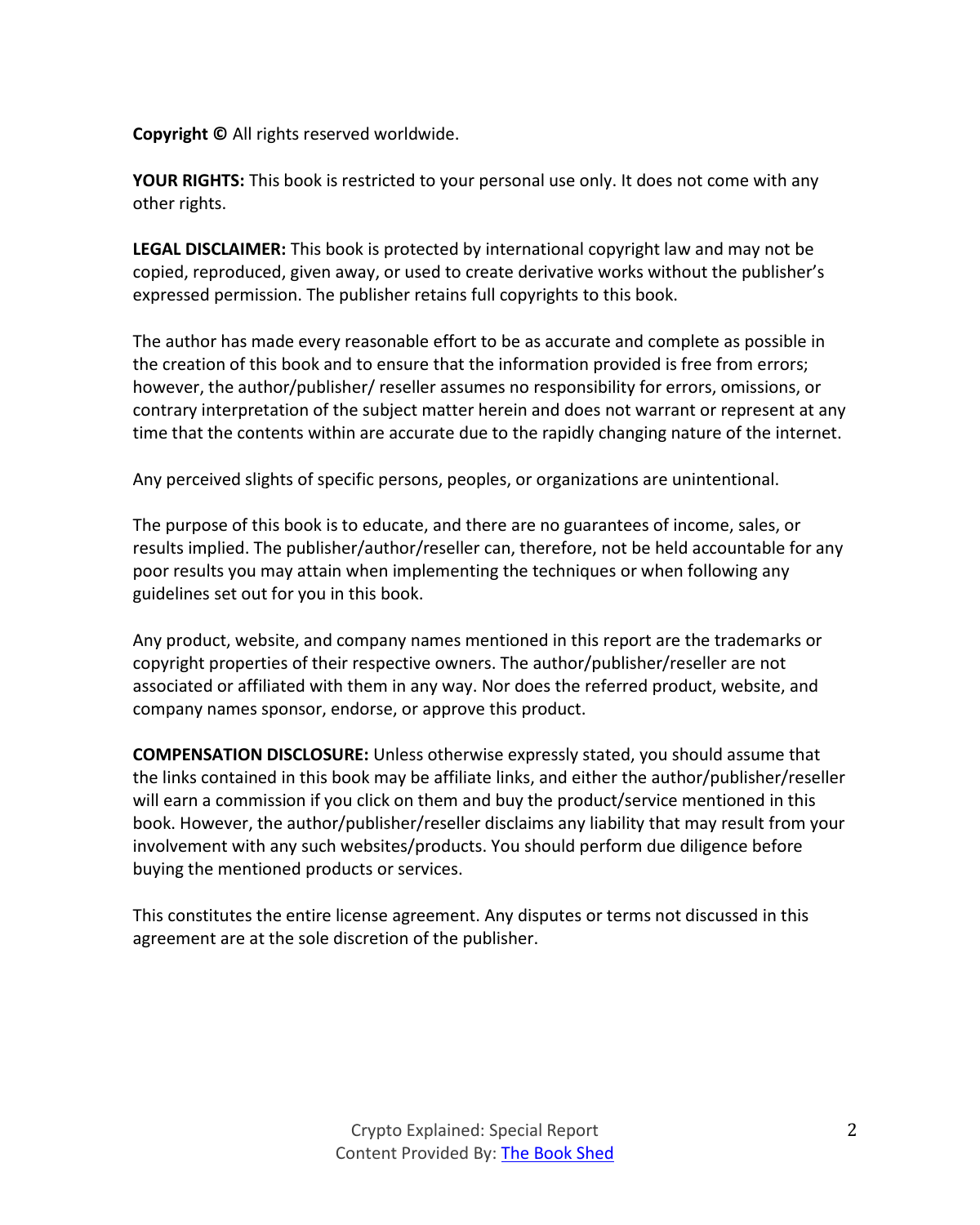**Copyright ©** All rights reserved worldwide.

**YOUR RIGHTS:** This book is restricted to your personal use only. It does not come with any other rights.

**LEGAL DISCLAIMER:** This book is protected by international copyright law and may not be copied, reproduced, given away, or used to create derivative works without the publisher's expressed permission. The publisher retains full copyrights to this book.

The author has made every reasonable effort to be as accurate and complete as possible in the creation of this book and to ensure that the information provided is free from errors; however, the author/publisher/ reseller assumes no responsibility for errors, omissions, or contrary interpretation of the subject matter herein and does not warrant or represent at any time that the contents within are accurate due to the rapidly changing nature of the internet.

Any perceived slights of specific persons, peoples, or organizations are unintentional.

The purpose of this book is to educate, and there are no guarantees of income, sales, or results implied. The publisher/author/reseller can, therefore, not be held accountable for any poor results you may attain when implementing the techniques or when following any guidelines set out for you in this book.

Any product, website, and company names mentioned in this report are the trademarks or copyright properties of their respective owners. The author/publisher/reseller are not associated or affiliated with them in any way. Nor does the referred product, website, and company names sponsor, endorse, or approve this product.

**COMPENSATION DISCLOSURE:** Unless otherwise expressly stated, you should assume that the links contained in this book may be affiliate links, and either the author/publisher/reseller will earn a commission if you click on them and buy the product/service mentioned in this book. However, the author/publisher/reseller disclaims any liability that may result from your involvement with any such websites/products. You should perform due diligence before buying the mentioned products or services.

This constitutes the entire license agreement. Any disputes or terms not discussed in this agreement are at the sole discretion of the publisher.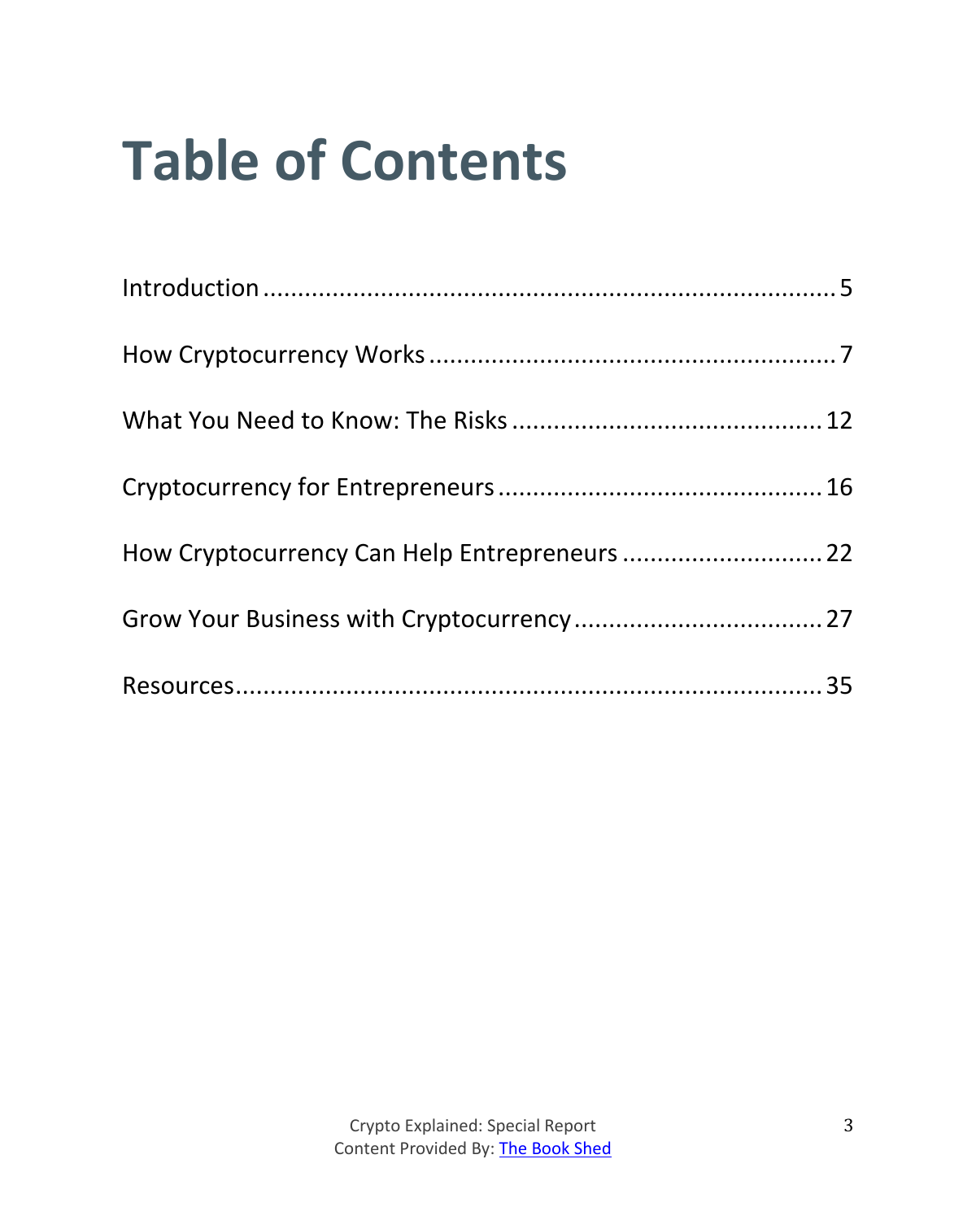# Table of Contents

Introduction ........................................................................ 5

How Cryptocurrency Works ........................................................ 7

What You Need to Know: The Risks ............................................ 12

Cryptocurrency for Entrepreneurs ............................................... 16

How Cryptocurrency Can Help Entrepreneurs ............................. 22

Grow Your Business with Cryptocurrency .................................... 27

Resources ........................................................................... 35